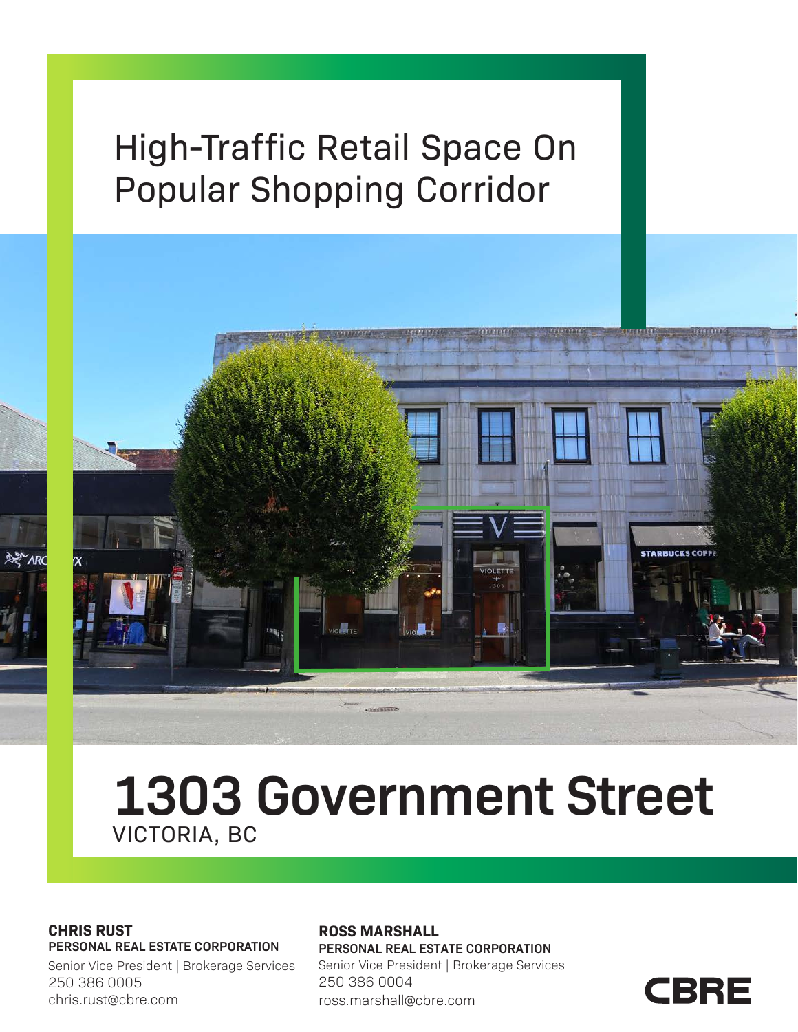# High-Traffic Retail Space On Popular Shopping Corridor

# 1303 Government Street

VICTORIA, BC

**CHRIS RUST**
**PERSONAL REAL ESTATE CORPORATION**
Senior Vice President | Brokerage Services
250 386 0005
chris.rust@cbre.com

**ROSS MARSHALL**
**PERSONAL REAL ESTATE CORPORATION**
Senior Vice President | Brokerage Services
250 386 0004
ross.marshall@cbre.com

CBRE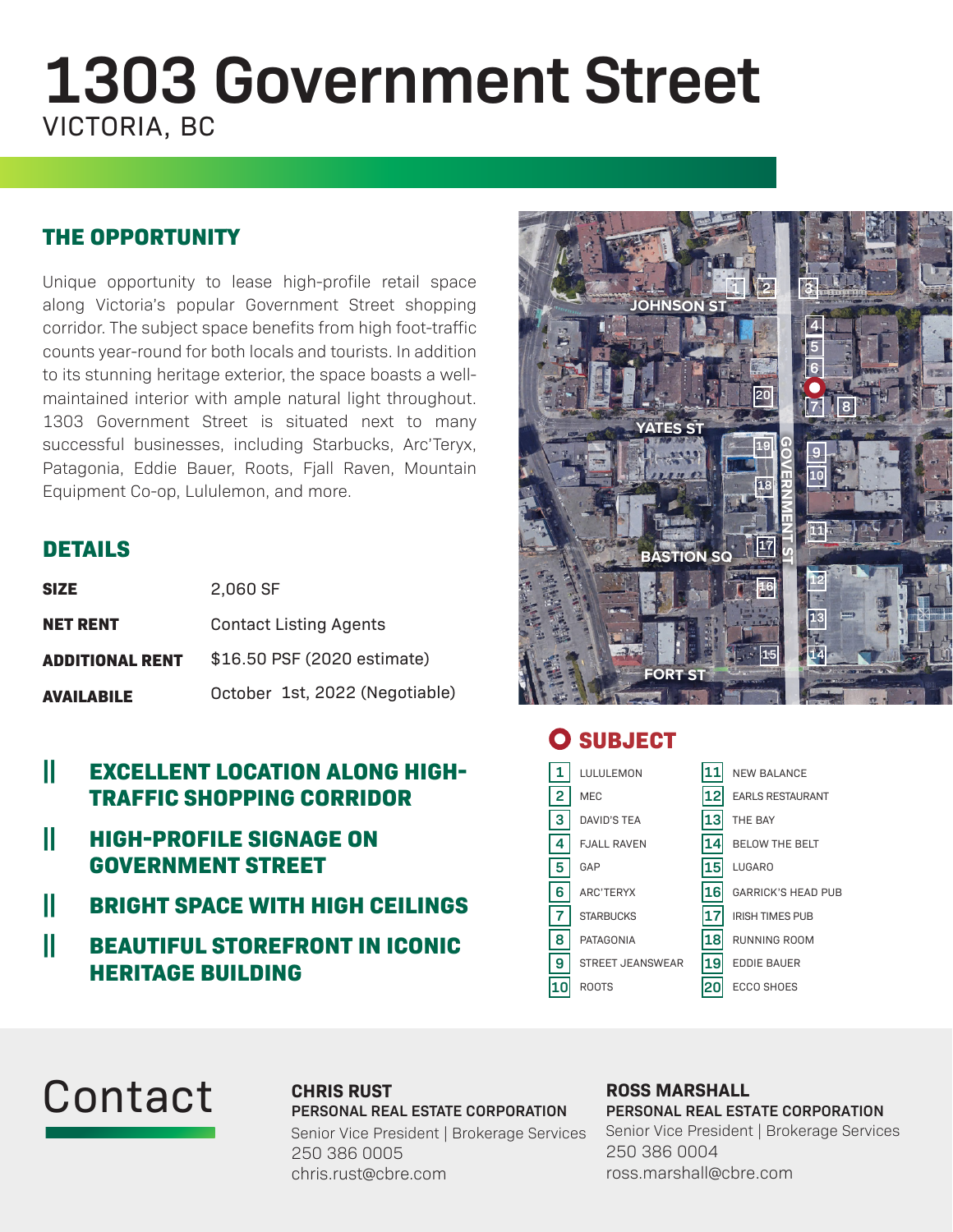# 1303 Government Street

VICTORIA, BC

## THE OPPORTUNITY

Unique opportunity to lease high-profile retail space along Victoria's popular Government Street shopping corridor. The subject space benefits from high foot-traffic counts year-round for both locals and tourists. In addition to its stunning heritage exterior, the space boasts a well-maintained interior with ample natural light throughout. 1303 Government Street is situated next to many successful businesses, including Starbucks, Arc'Teryx, Patagonia, Eddie Bauer, Roots, Fjall Raven, Mountain Equipment Co-op, Lululemon, and more.

## DETAILS

| | |
|---|---|
| **SIZE** | 2,060 SF |
| **NET RENT** | Contact Listing Agents |
| **ADDITIONAL RENT** | $16.50 PSF (2020 estimate) |
| **AVAILABILE** | October 1st, 2022 (Negotiable) |

- **EXCELLENT LOCATION ALONG HIGH-TRAFFIC SHOPPING CORRIDOR**
- **HIGH-PROFILE SIGNAGE ON GOVERNMENT STREET**
- **BRIGHT SPACE WITH HIGH CEILINGS**
- **BEAUTIFUL STOREFRONT IN ICONIC HERITAGE BUILDING**

JOHNSON ST · YATES ST · BASTION SQ · FORT ST · GOVERNMENT ST

**SUBJECT**

| # | Business | # | Business |
|---|---|---|---|
| 1 | LULULEMON | 11 | NEW BALANCE |
| 2 | MEC | 12 | EARLS RESTAURANT |
| 3 | DAVID'S TEA | 13 | THE BAY |
| 4 | FJALL RAVEN | 14 | BELOW THE BELT |
| 5 | GAP | 15 | LUGARO |
| 6 | ARC'TERYX | 16 | GARRICK'S HEAD PUB |
| 7 | STARBUCKS | 17 | IRISH TIMES PUB |
| 8 | PATAGONIA | 18 | RUNNING ROOM |
| 9 | STREET JEANSWEAR | 19 | EDDIE BAUER |
| 10 | ROOTS | 20 | ECCO SHOES |

## Contact

**CHRIS RUST**
**PERSONAL REAL ESTATE CORPORATION**
Senior Vice President | Brokerage Services
250 386 0005
chris.rust@cbre.com

**ROSS MARSHALL**
**PERSONAL REAL ESTATE CORPORATION**
Senior Vice President | Brokerage Services
250 386 0004
ross.marshall@cbre.com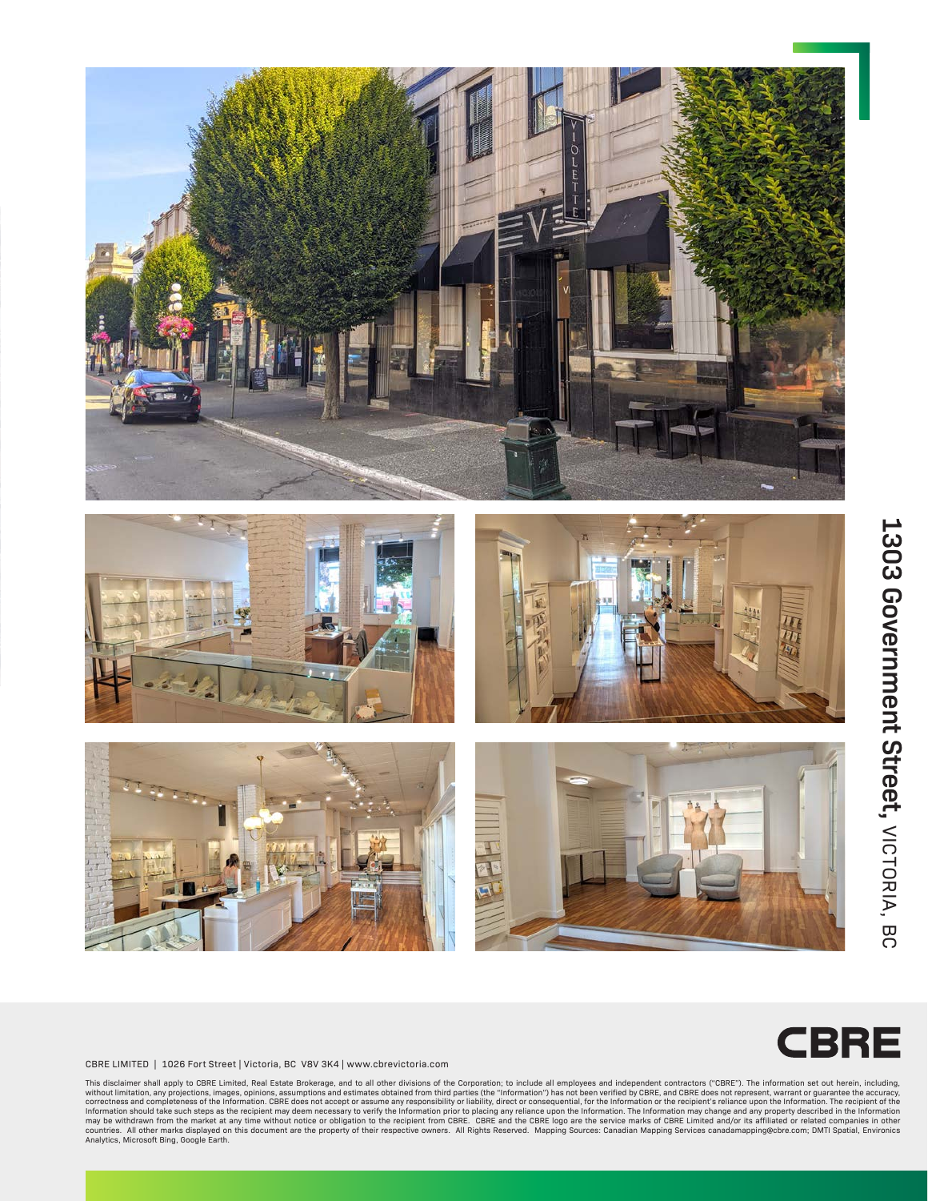**1303 Government Street,** VICTORIA, BC

CBRE

CBRE LIMITED | 1026 Fort Street | Victoria, BC V8V 3K4 | www.cbrevictoria.com

This disclaimer shall apply to CBRE Limited, Real Estate Brokerage, and to all other divisions of the Corporation; to include all employees and independent contractors ("CBRE"). The information set out herein, including, without limitation, any projections, images, opinions, assumptions and estimates obtained from third parties (the "Information") has not been verified by CBRE, and CBRE does not represent, warrant or guarantee the accuracy, correctness and completeness of the Information. CBRE does not accept or assume any responsibility or liability, direct or consequential, for the Information or the recipient's reliance upon the Information. The recipient of the Information should take such steps as the recipient may deem necessary to verify the Information prior to placing any reliance upon the Information. The Information may change and any property described in the Information may be withdrawn from the market at any time without notice or obligation to the recipient from CBRE. CBRE and the CBRE logo are the service marks of CBRE Limited and/or its affiliated or related companies in other countries. All other marks displayed on this document are the property of their respective owners. All Rights Reserved. Mapping Sources: Canadian Mapping Services canadamapping@cbre.com; DMTI Spatial, Environics Analytics, Microsoft Bing, Google Earth.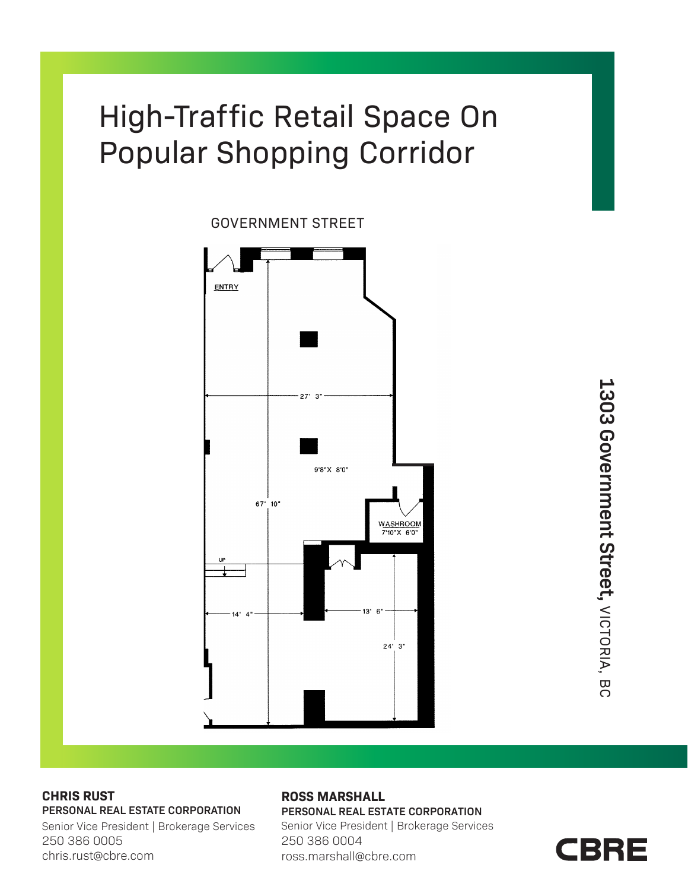# High-Traffic Retail Space On Popular Shopping Corridor

GOVERNMENT STREET

ENTRY

27' 3"

9'8"X 8'0"

67' 10"

WASHROOM
7'10"X 6'0"

UP

14' 4"

13' 6"

24' 3"

**1303 Government Street,** VICTORIA, BC

**CHRIS RUST**
**PERSONAL REAL ESTATE CORPORATION**
Senior Vice President | Brokerage Services
250 386 0005
chris.rust@cbre.com

**ROSS MARSHALL**
**PERSONAL REAL ESTATE CORPORATION**
Senior Vice President | Brokerage Services
250 386 0004
ross.marshall@cbre.com

CBRE